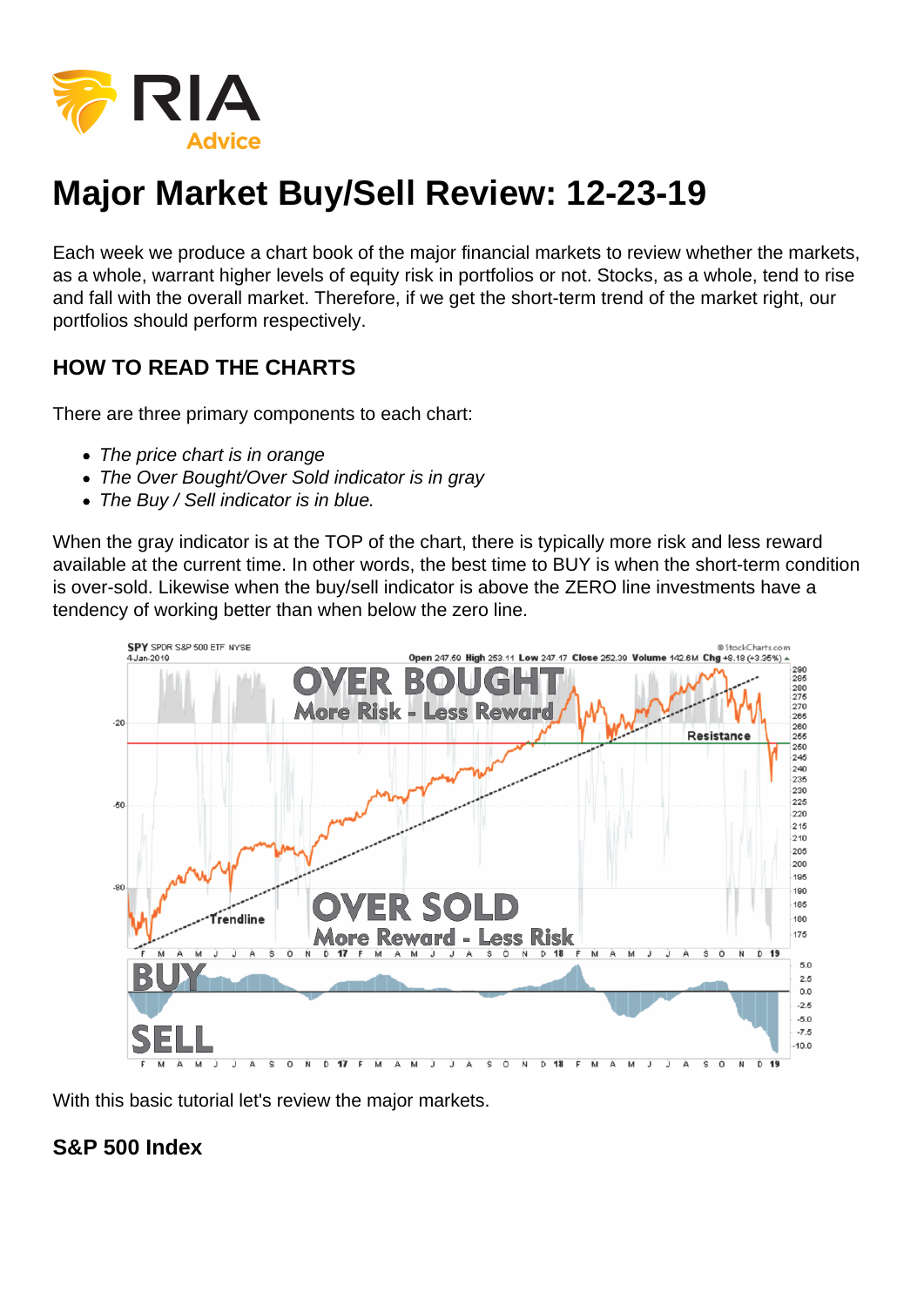# Major Market Buy/Sell Review: 12-23-19

Each week we produce a chart book of the major financial markets to review whether the markets, as a whole, warrant higher levels of equity risk in portfolios or not. Stocks, as a whole, tend to rise and fall with the overall market. Therefore, if we get the short-term trend of the market right, our portfolios should perform respectively.

## HOW TO READ THE CHARTS

There are three primary components to each chart:

- *The price chart is in orange*
- *The Over Bought/Over Sold indicator is in gray*
- *The Buy / Sell indicator is in blue.*

When the gray indicator is at the TOP of the chart, there is typically more risk and less reward available at the current time. In other words, the best time to BUY is when the short-term condition is over-sold. Likewise when the buy/sell indicator is above the ZERO line investments have a tendency of working better than when below the zero line.

With this basic tutorial let's review the major markets.

## S&P 500 Index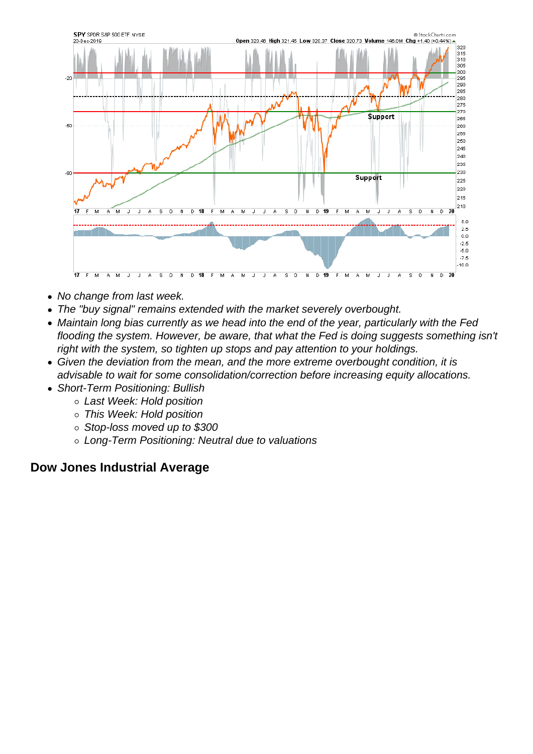- No change from last week.
- The "buy signal" remains extended with the market severely overbought.
- Maintain long bias currently as we head into the end of the year, particularly with the Fed flooding the system. However, be aware, that what the Fed is doing suggests something isn't right with the system, so tighten up stops and pay attention to your holdings.
- Given the deviation from the mean, and the more extreme overbought condition, it is advisable to wait for some consolidation/correction before increasing equity allocations.
- Short-Term Positioning: Bullish
    - Last Week: Hold position
    - This Week: Hold position
    - Stop-loss moved up to $300
    - Long-Term Positioning: Neutral due to valuations

## Dow Jones Industrial Average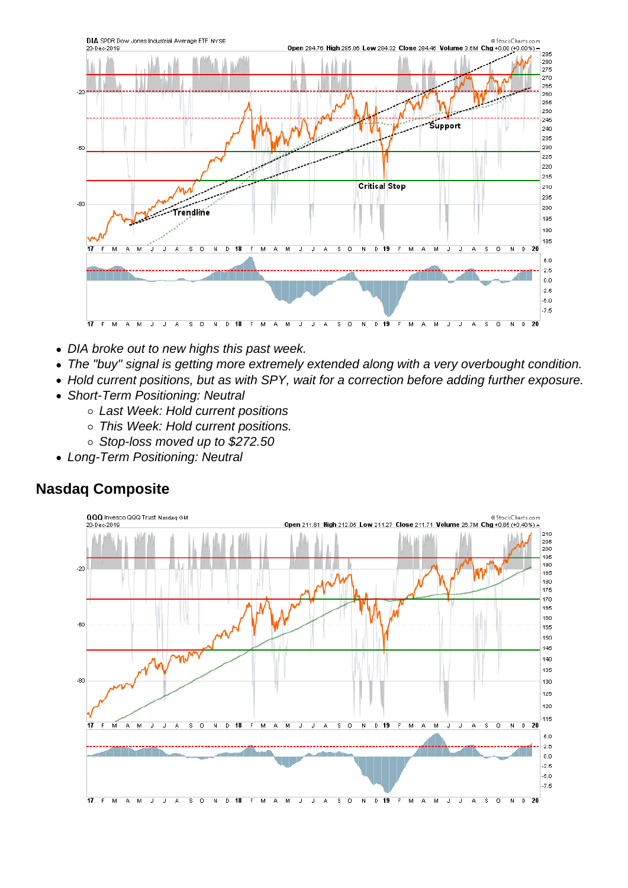- *DIA broke out to new highs this past week.*
- *The "buy" signal is getting more extremely extended along with a very overbought condition.*
- *Hold current positions, but as with SPY, wait for a correction before adding further exposure.*
- *Short-Term Positioning: Neutral*
  - *Last Week: Hold current positions*
  - *This Week: Hold current positions.*
  - *Stop-loss moved up to $272.50*
- *Long-Term Positioning: Neutral*

## Nasdaq Composite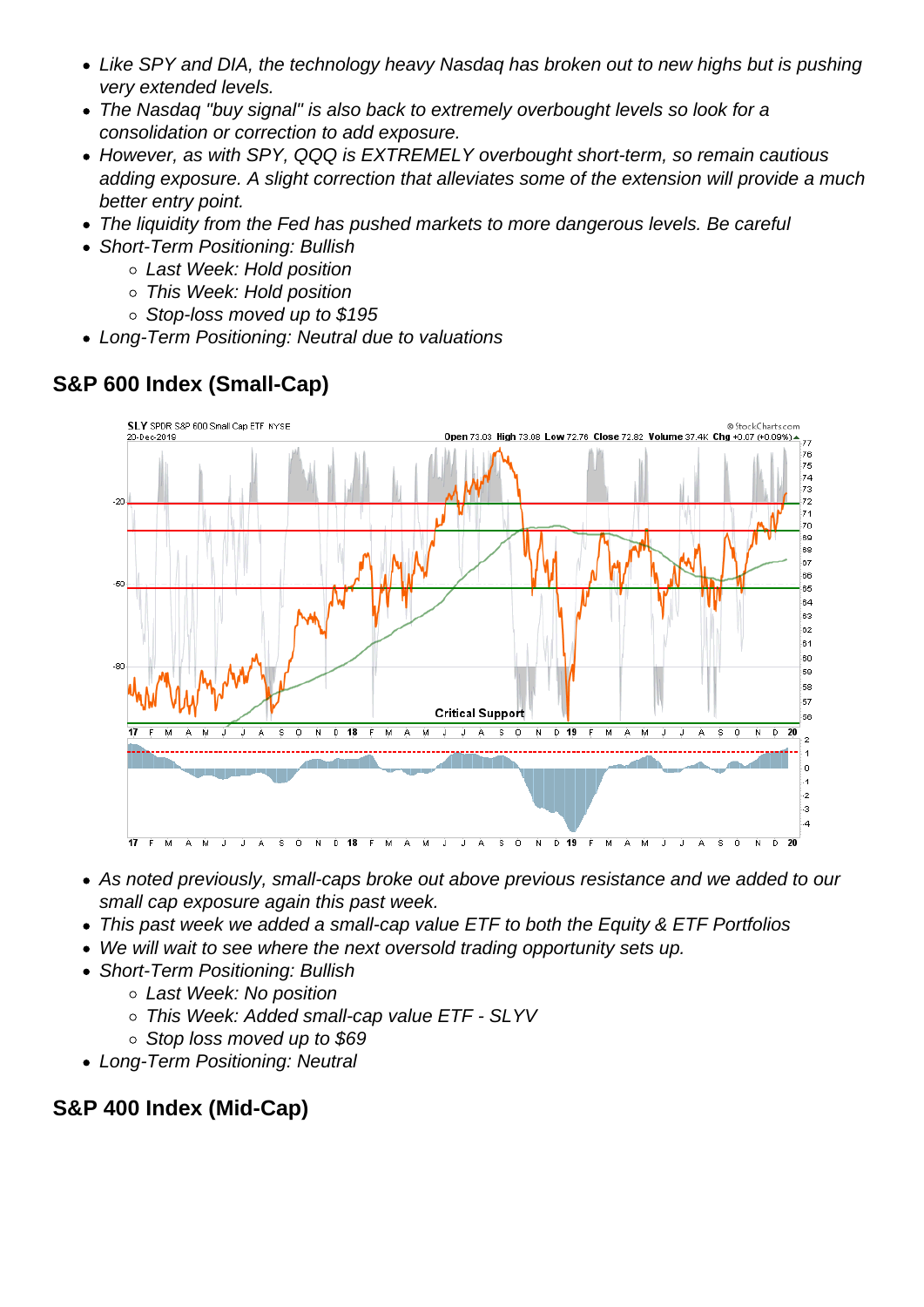- *Like SPY and DIA, the technology heavy Nasdaq has broken out to new highs but is pushing very extended levels.*
- *The Nasdaq "buy signal" is also back to extremely overbought levels so look for a consolidation or correction to add exposure.*
- *However, as with SPY, QQQ is EXTREMELY overbought short-term, so remain cautious adding exposure. A slight correction that alleviates some of the extension will provide a much better entry point.*
- *The liquidity from the Fed has pushed markets to more dangerous levels. Be careful*
- *Short-Term Positioning: Bullish*
  - *Last Week: Hold position*
  - *This Week: Hold position*
  - *Stop-loss moved up to $195*
- *Long-Term Positioning: Neutral due to valuations*

## S&P 600 Index (Small-Cap)

- *As noted previously, small-caps broke out above previous resistance and we added to our small cap exposure again this past week.*
- *This past week we added a small-cap value ETF to both the Equity & ETF Portfolios*
- *We will wait to see where the next oversold trading opportunity sets up.*
- *Short-Term Positioning: Bullish*
  - *Last Week: No position*
  - *This Week: Added small-cap value ETF - SLYV*
  - *Stop loss moved up to $69*
- *Long-Term Positioning: Neutral*

## S&P 400 Index (Mid-Cap)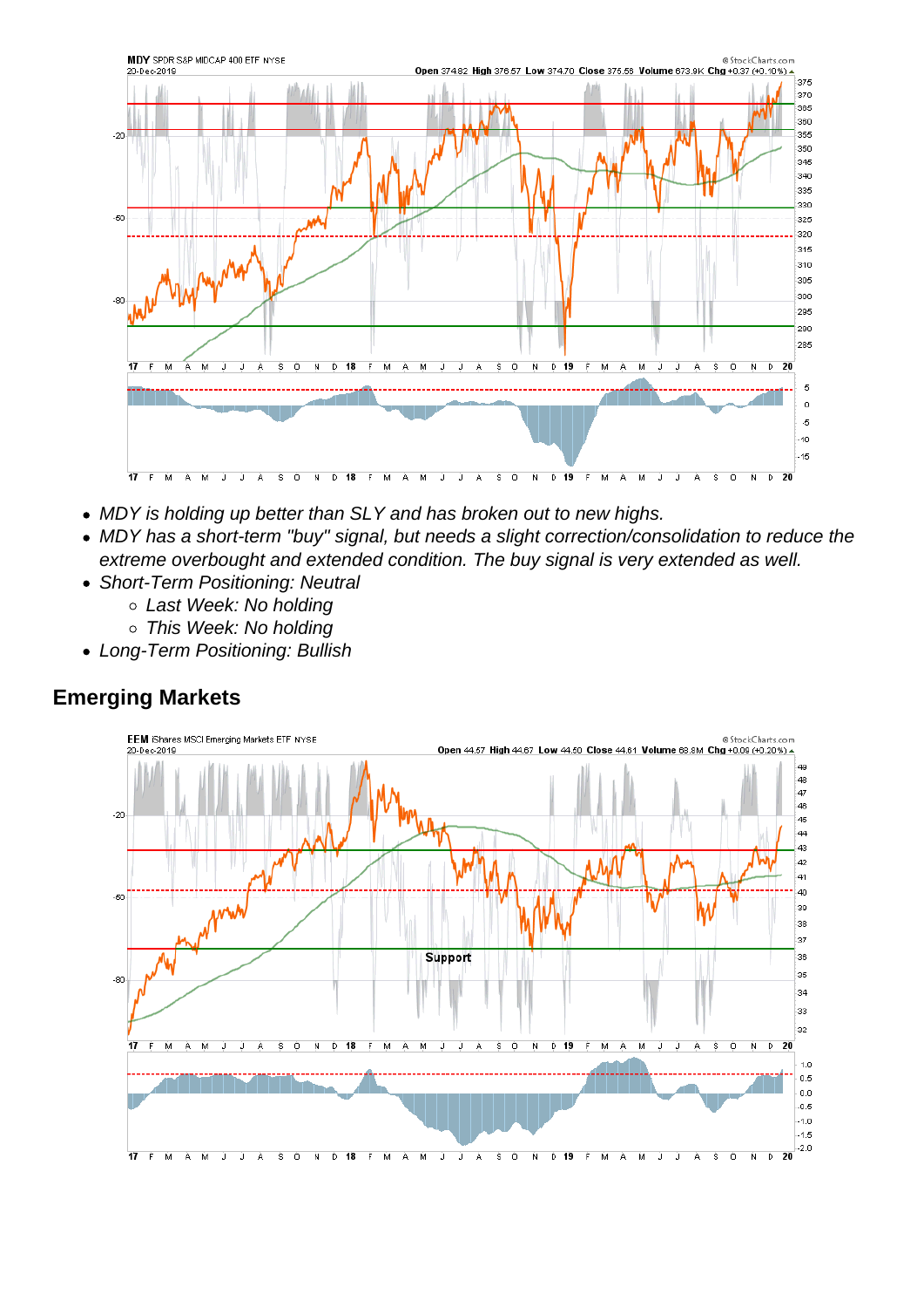- *MDY is holding up better than SLY and has broken out to new highs.*
- *MDY has a short-term "buy" signal, but needs a slight correction/consolidation to reduce the extreme overbought and extended condition. The buy signal is very extended as well.*
- *Short-Term Positioning: Neutral*
  - *Last Week: No holding*
  - *This Week: No holding*
- *Long-Term Positioning: Bullish*

## Emerging Markets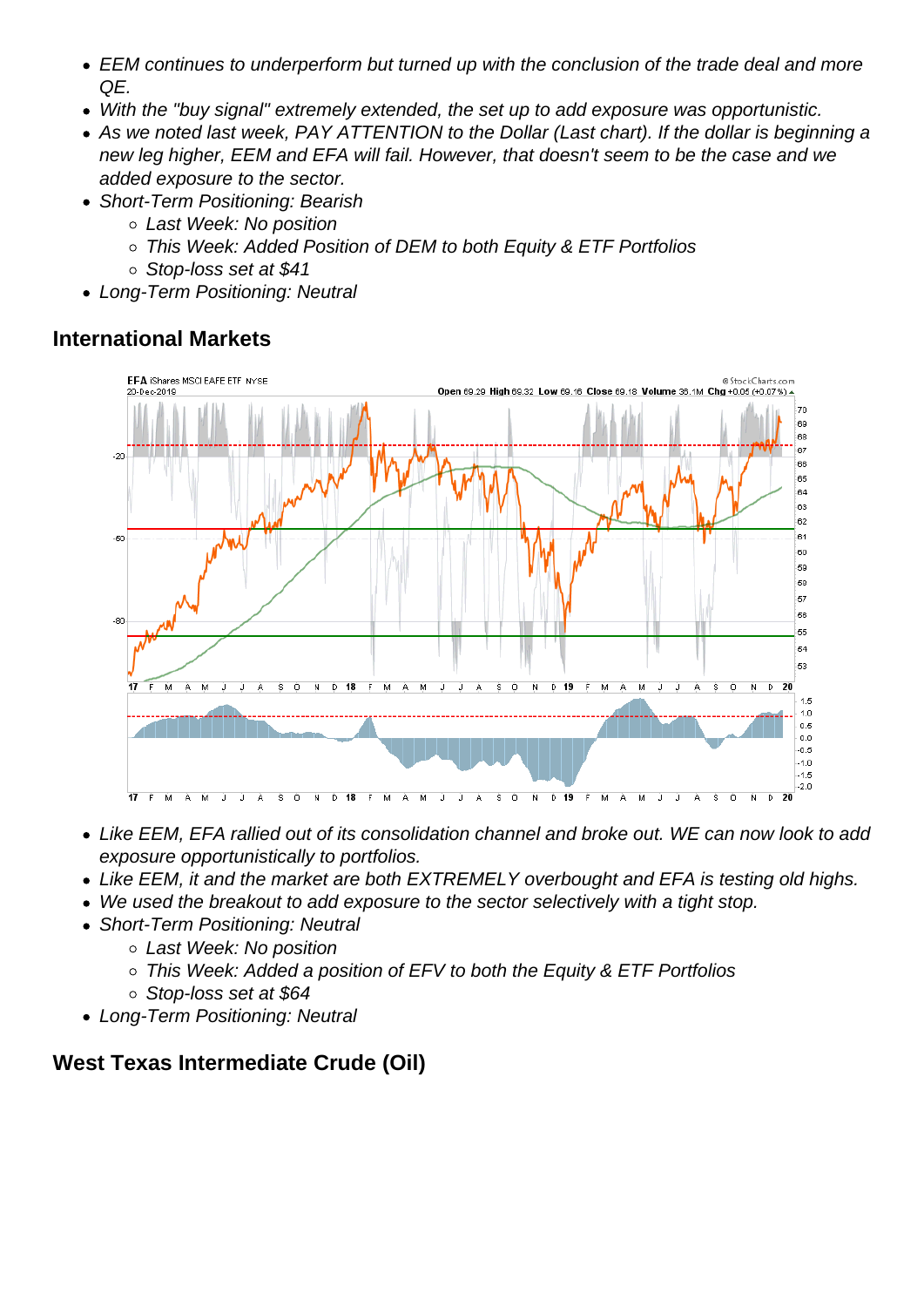- *EEM continues to underperform but turned up with the conclusion of the trade deal and more QE.*
- *With the "buy signal" extremely extended, the set up to add exposure was opportunistic.*
- *As we noted last week, PAY ATTENTION to the Dollar (Last chart). If the dollar is beginning a new leg higher, EEM and EFA will fail. However, that doesn't seem to be the case and we added exposure to the sector.*
- *Short-Term Positioning: Bearish*
    - *Last Week: No position*
    - *This Week: Added Position of DEM to both Equity & ETF Portfolios*
    - *Stop-loss set at $41*
- *Long-Term Positioning: Neutral*

## International Markets

- *Like EEM, EFA rallied out of its consolidation channel and broke out. WE can now look to add exposure opportunistically to portfolios.*
- *Like EEM, it and the market are both EXTREMELY overbought and EFA is testing old highs.*
- *We used the breakout to add exposure to the sector selectively with a tight stop.*
- *Short-Term Positioning: Neutral*
    - *Last Week: No position*
    - *This Week: Added a position of EFV to both the Equity & ETF Portfolios*
    - *Stop-loss set at $64*
- *Long-Term Positioning: Neutral*

## West Texas Intermediate Crude (Oil)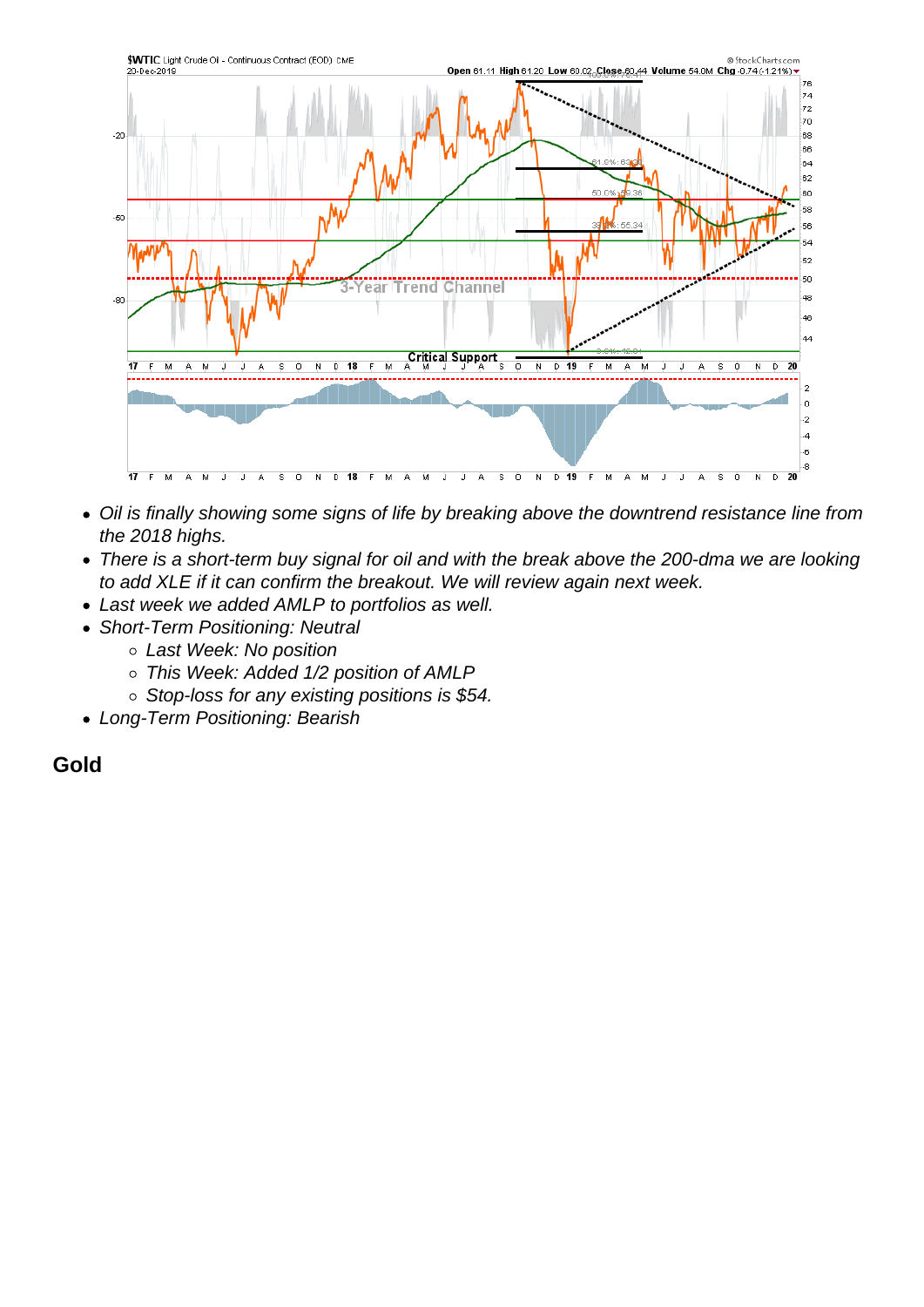- *Oil is finally showing some signs of life by breaking above the downtrend resistance line from the 2018 highs.*
- *There is a short-term buy signal for oil and with the break above the 200-dma we are looking to add XLE if it can confirm the breakout. We will review again next week.*
- *Last week we added AMLP to portfolios as well.*
- *Short-Term Positioning: Neutral*
    - *Last Week: No position*
    - *This Week: Added 1/2 position of AMLP*
    - *Stop-loss for any existing positions is $54.*
- *Long-Term Positioning: Bearish*

## Gold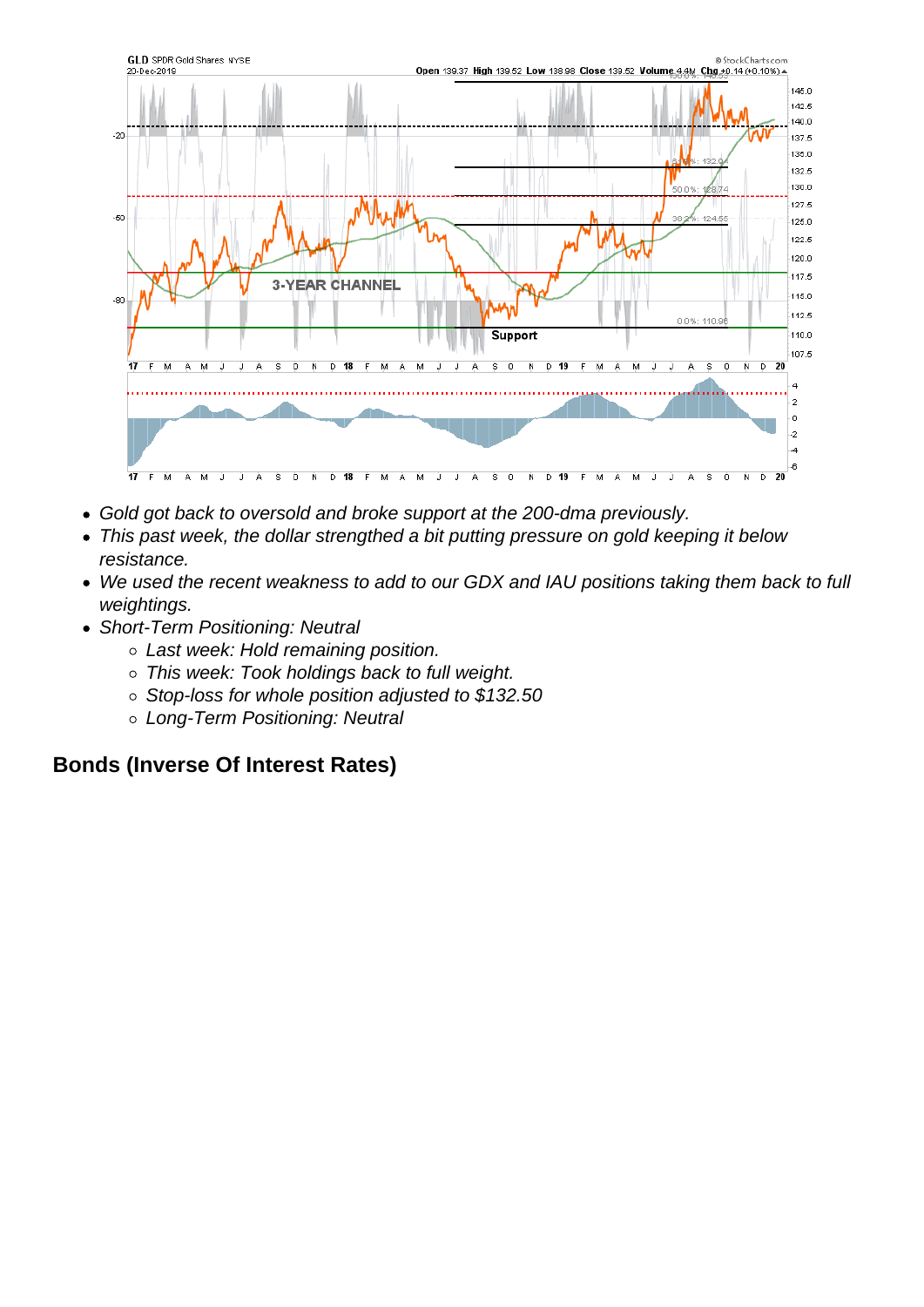- *Gold got back to oversold and broke support at the 200-dma previously.*
- *This past week, the dollar strengthed a bit putting pressure on gold keeping it below resistance.*
- *We used the recent weakness to add to our GDX and IAU positions taking them back to full weightings.*
- *Short-Term Positioning: Neutral*
  - *Last week: Hold remaining position.*
  - *This week: Took holdings back to full weight.*
  - *Stop-loss for whole position adjusted to $132.50*
  - *Long-Term Positioning: Neutral*

## Bonds (Inverse Of Interest Rates)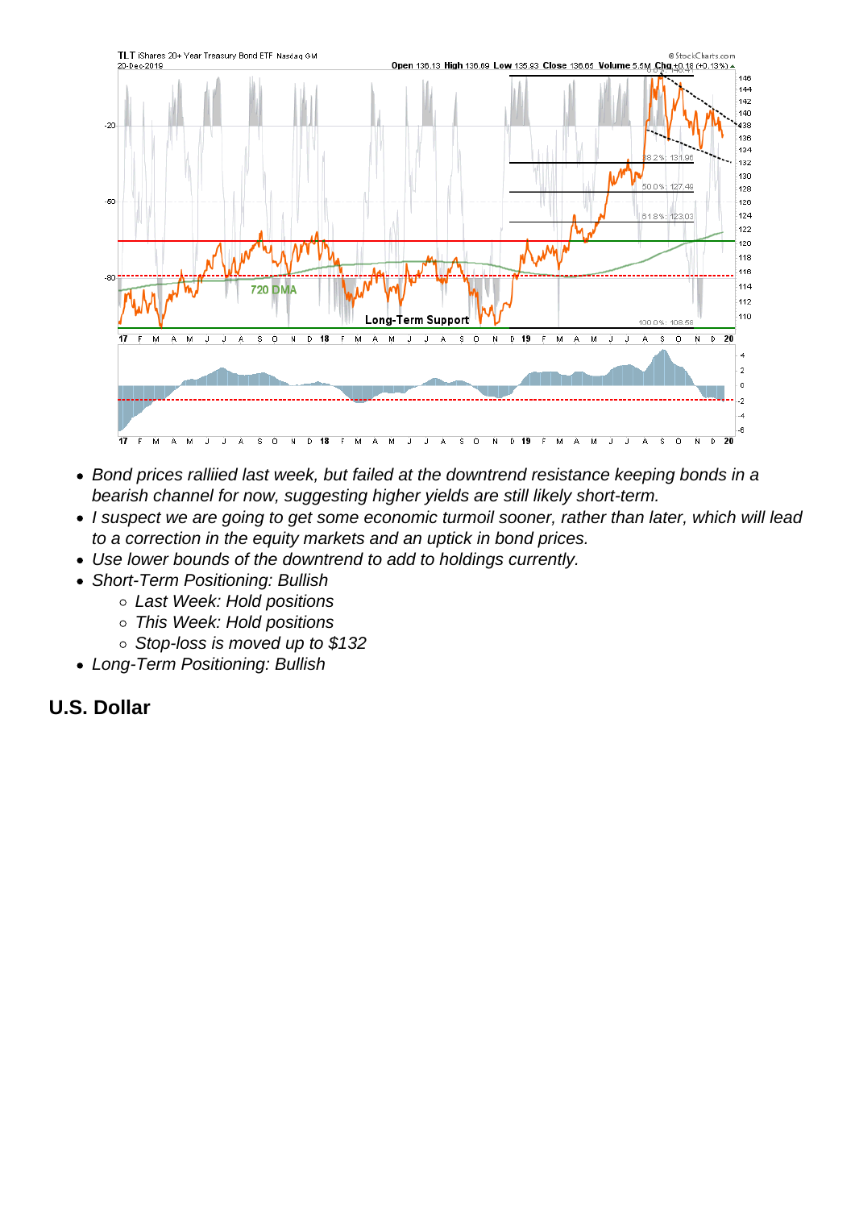- *Bond prices ralliied last week, but failed at the downtrend resistance keeping bonds in a bearish channel for now, suggesting higher yields are still likely short-term.*
- *I suspect we are going to get some economic turmoil sooner, rather than later, which will lead to a correction in the equity markets and an uptick in bond prices.*
- *Use lower bounds of the downtrend to add to holdings currently.*
- *Short-Term Positioning: Bullish*
  - *Last Week: Hold positions*
  - *This Week: Hold positions*
  - *Stop-loss is moved up to $132*
- *Long-Term Positioning: Bullish*

## U.S. Dollar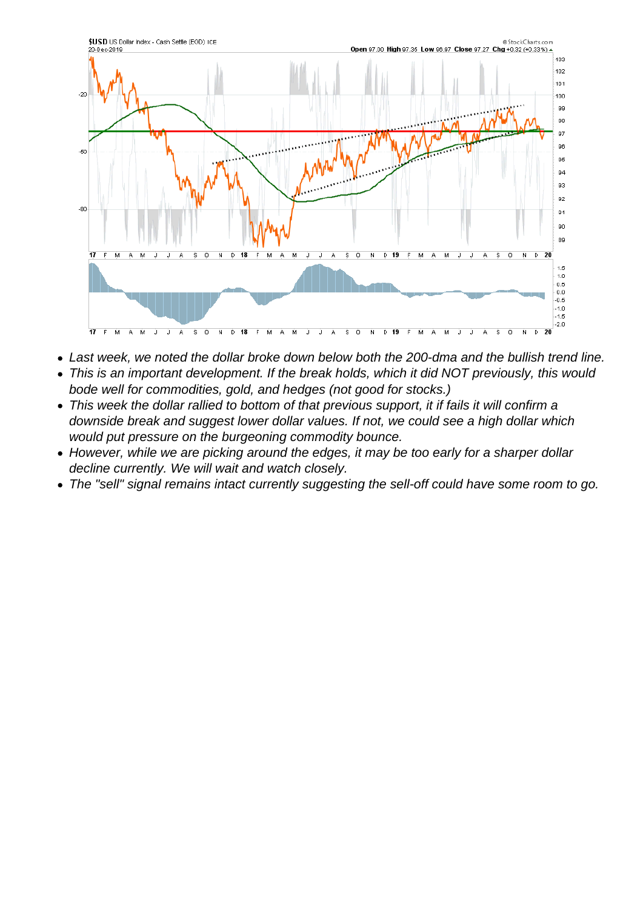$USD US Dollar Index - Cash Settle (EOD) ICE
20-Dec-2019
@ StockCharts.com
Open 97.00 High 97.36 Low 96.97 Close 97.27 Chg +0.32 (+0.33%) ▲

-20
-50
-80

103
102
101
100
99
98
97
96
95
94
93
92
91
90
89

17 F M A M J J A S O N D 18 F M A M J J A S O N D 19 F M A M J J A S O N D 20

1.5
1.0
0.5
0.0
-0.5
-1.0
-1.5
-2.0

17 F M A M J J A S O N D 18 F M A M J J A S O N D 19 F M A M J J A S O N D 20

- *Last week, we noted the dollar broke down below both the 200-dma and the bullish trend line.*
- *This is an important development. If the break holds, which it did NOT previously, this would bode well for commodities, gold, and hedges (not good for stocks.)*
- *This week the dollar rallied to bottom of that previous support, it if fails it will confirm a downside break and suggest lower dollar values. If not, we could see a high dollar which would put pressure on the burgeoning commodity bounce.*
- *However, while we are picking around the edges, it may be too early for a sharper dollar decline currently. We will wait and watch closely.*
- *The "sell" signal remains intact currently suggesting the sell-off could have some room to go.*